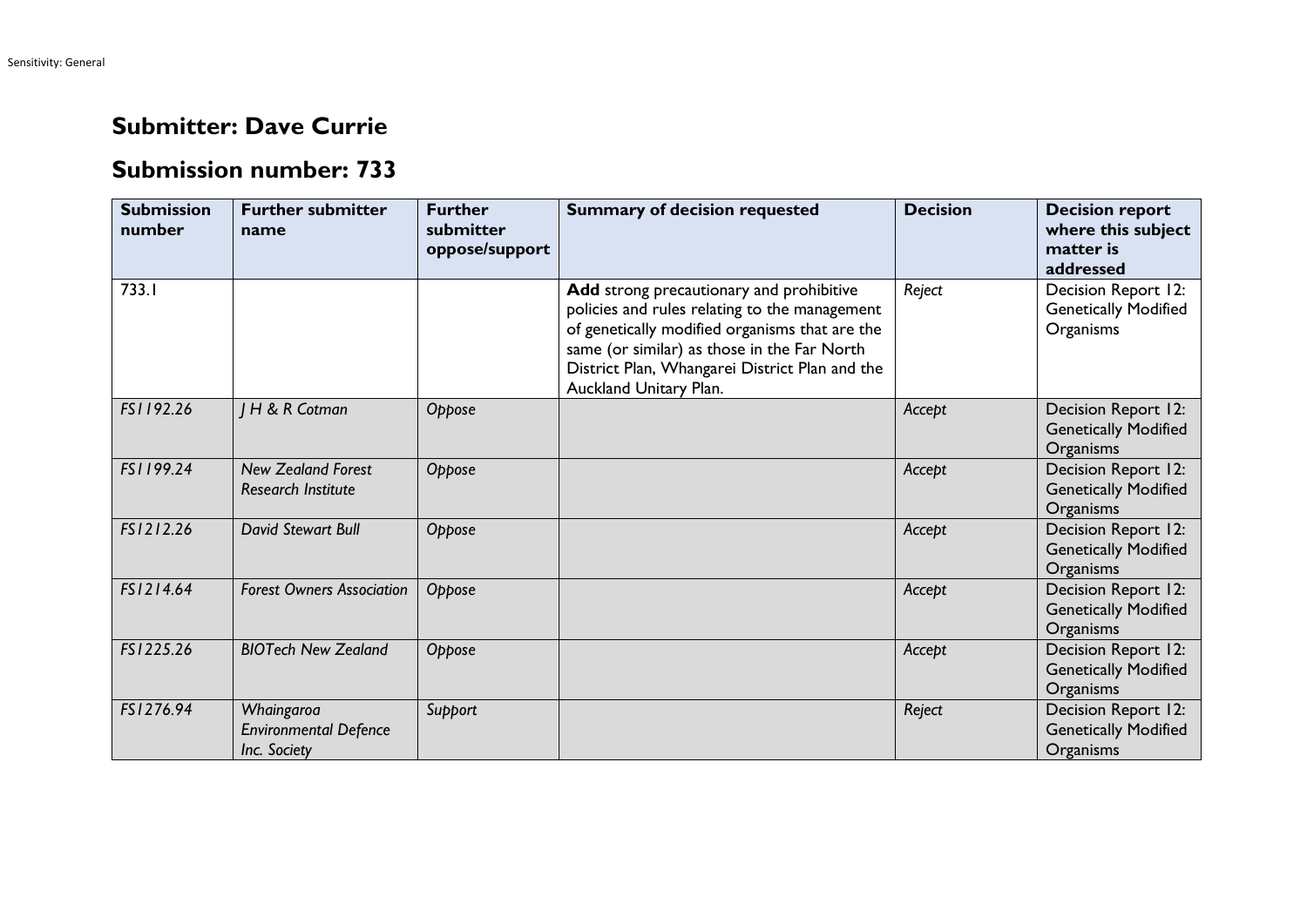## Submitter: Dave Currie

## Submission number: 733

| Submission number | Further submitter name | Further submitter oppose/support | Summary of decision requested | Decision | Decision report where this subject matter is addressed |
|---|---|---|---|---|---|
| 733.1 | | | **Add** strong precautionary and prohibitive policies and rules relating to the management of genetically modified organisms that are the same (or similar) as those in the Far North District Plan, Whangarei District Plan and the Auckland Unitary Plan. | *Reject* | Decision Report 12: Genetically Modified Organisms |
| *FS1192.26* | *J H & R Cotman* | *Oppose* | | *Accept* | Decision Report 12: Genetically Modified Organisms |
| *FS1199.24* | *New Zealand Forest Research Institute* | *Oppose* | | *Accept* | Decision Report 12: Genetically Modified Organisms |
| *FS1212.26* | *David Stewart Bull* | *Oppose* | | *Accept* | Decision Report 12: Genetically Modified Organisms |
| *FS1214.64* | *Forest Owners Association* | *Oppose* | | *Accept* | Decision Report 12: Genetically Modified Organisms |
| *FS1225.26* | *BIOTech New Zealand* | *Oppose* | | *Accept* | Decision Report 12: Genetically Modified Organisms |
| *FS1276.94* | *Whaingaroa Environmental Defence Inc. Society* | *Support* | | *Reject* | Decision Report 12: Genetically Modified Organisms |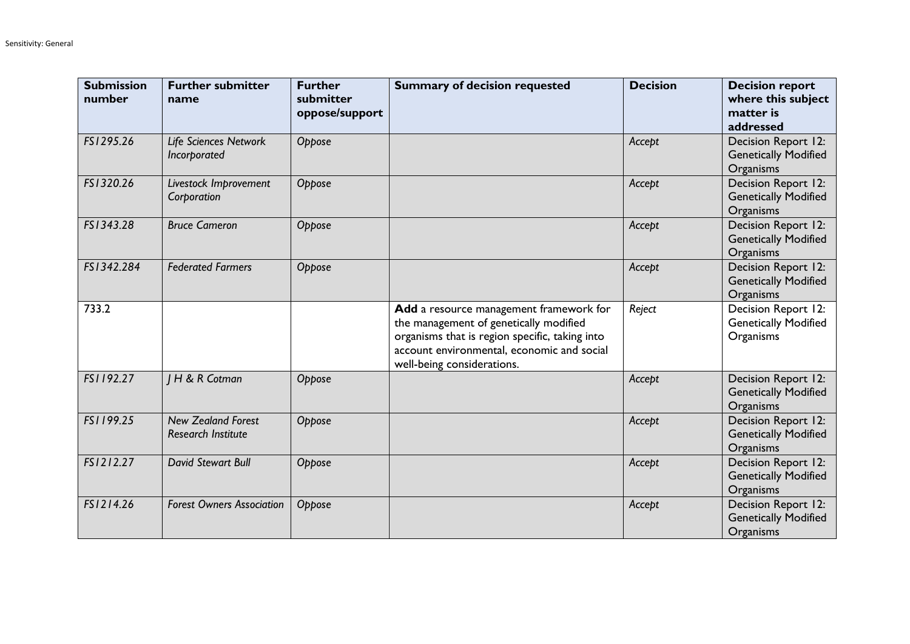| Submission number | Further submitter name | Further submitter oppose/support | Summary of decision requested | Decision | Decision report where this subject matter is addressed |
|---|---|---|---|---|---|
| *FS1295.26* | *Life Sciences Network Incorporated* | *Oppose* | | *Accept* | Decision Report 12: Genetically Modified Organisms |
| *FS1320.26* | *Livestock Improvement Corporation* | *Oppose* | | *Accept* | Decision Report 12: Genetically Modified Organisms |
| *FS1343.28* | *Bruce Cameron* | *Oppose* | | *Accept* | Decision Report 12: Genetically Modified Organisms |
| *FS1342.284* | *Federated Farmers* | *Oppose* | | *Accept* | Decision Report 12: Genetically Modified Organisms |
| 733.2 | | | **Add** a resource management framework for the management of genetically modified organisms that is region specific, taking into account environmental, economic and social well-being considerations. | *Reject* | Decision Report 12: Genetically Modified Organisms |
| *FS1192.27* | *J H & R Cotman* | *Oppose* | | *Accept* | Decision Report 12: Genetically Modified Organisms |
| *FS1199.25* | *New Zealand Forest Research Institute* | *Oppose* | | *Accept* | Decision Report 12: Genetically Modified Organisms |
| *FS1212.27* | *David Stewart Bull* | *Oppose* | | *Accept* | Decision Report 12: Genetically Modified Organisms |
| *FS1214.26* | *Forest Owners Association* | *Oppose* | | *Accept* | Decision Report 12: Genetically Modified Organisms |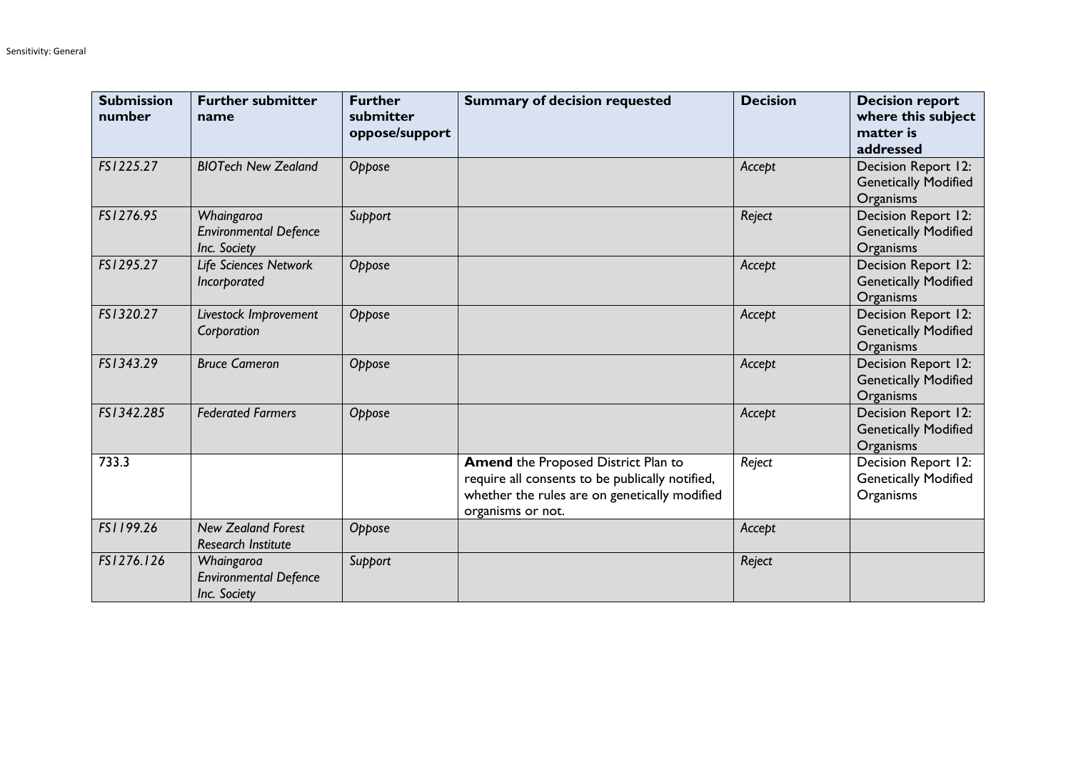| Submission number | Further submitter name | Further submitter oppose/support | Summary of decision requested | Decision | Decision report where this subject matter is addressed |
|---|---|---|---|---|---|
| *FS1225.27* | *BIOTech New Zealand* | *Oppose* | | *Accept* | Decision Report 12: Genetically Modified Organisms |
| *FS1276.95* | *Whaingaroa Environmental Defence Inc. Society* | *Support* | | *Reject* | Decision Report 12: Genetically Modified Organisms |
| *FS1295.27* | *Life Sciences Network Incorporated* | *Oppose* | | *Accept* | Decision Report 12: Genetically Modified Organisms |
| *FS1320.27* | *Livestock Improvement Corporation* | *Oppose* | | *Accept* | Decision Report 12: Genetically Modified Organisms |
| *FS1343.29* | *Bruce Cameron* | *Oppose* | | *Accept* | Decision Report 12: Genetically Modified Organisms |
| *FS1342.285* | *Federated Farmers* | *Oppose* | | *Accept* | Decision Report 12: Genetically Modified Organisms |
| 733.3 | | | **Amend** the Proposed District Plan to require all consents to be publically notified, whether the rules are on genetically modified organisms or not. | *Reject* | Decision Report 12: Genetically Modified Organisms |
| *FS1199.26* | *New Zealand Forest Research Institute* | *Oppose* | | *Accept* | |
| *FS1276.126* | *Whaingaroa Environmental Defence Inc. Society* | *Support* | | *Reject* | |